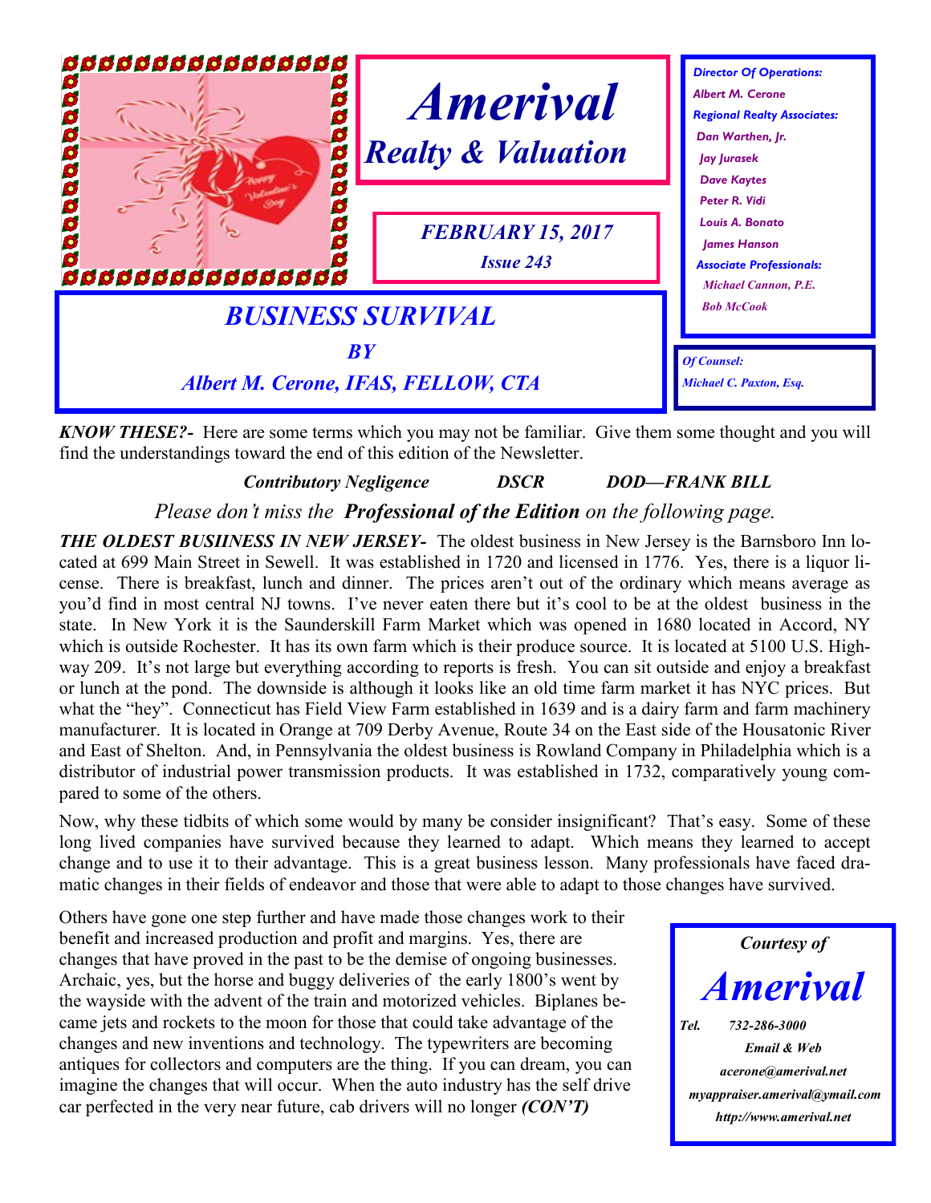# *Amerival*

## *Realty & Valuation*

*FEBRUARY 15, 2017*

*Issue 243*

*Director Of Operations:*
*Albert M. Cerone*
*Regional Realty Associates:*
*Dan Warthen, Jr.*
*Jay Jurasek*
*Dave Kaytes*
*Peter R. Vidi*
*Louis A. Bonato*
*James Hanson*
*Associate Professionals:*
*Michael Cannon, P.E.*
*Bob McCook*

*Of Counsel:*
*Michael C. Paxton, Esq.*

## *BUSINESS SURVIVAL*

*BY*

*Albert M. Cerone, IFAS, FELLOW, CTA*

***KNOW THESE?-*** Here are some terms which you may not be familiar. Give them some thought and you will find the understandings toward the end of this edition of the Newsletter.

***Contributory Negligence*** ***DSCR*** ***DOD—FRANK BILL***

*Please don't miss the **Professional of the Edition** on the following page.*

***THE OLDEST BUSIINESS IN NEW JERSEY-*** The oldest business in New Jersey is the Barnsboro Inn located at 699 Main Street in Sewell. It was established in 1720 and licensed in 1776. Yes, there is a liquor license. There is breakfast, lunch and dinner. The prices aren't out of the ordinary which means average as you'd find in most central NJ towns. I've never eaten there but it's cool to be at the oldest business in the state. In New York it is the Saunderskill Farm Market which was opened in 1680 located in Accord, NY which is outside Rochester. It has its own farm which is their produce source. It is located at 5100 U.S. Highway 209. It's not large but everything according to reports is fresh. You can sit outside and enjoy a breakfast or lunch at the pond. The downside is although it looks like an old time farm market it has NYC prices. But what the "hey". Connecticut has Field View Farm established in 1639 and is a dairy farm and farm machinery manufacturer. It is located in Orange at 709 Derby Avenue, Route 34 on the East side of the Housatonic River and East of Shelton. And, in Pennsylvania the oldest business is Rowland Company in Philadelphia which is a distributor of industrial power transmission products. It was established in 1732, comparatively young compared to some of the others.

Now, why these tidbits of which some would by many be consider insignificant? That's easy. Some of these long lived companies have survived because they learned to adapt. Which means they learned to accept change and to use it to their advantage. This is a great business lesson. Many professionals have faced dramatic changes in their fields of endeavor and those that were able to adapt to those changes have survived.

Others have gone one step further and have made those changes work to their benefit and increased production and profit and margins. Yes, there are changes that have proved in the past to be the demise of ongoing businesses. Archaic, yes, but the horse and buggy deliveries of the early 1800's went by the wayside with the advent of the train and motorized vehicles. Biplanes became jets and rockets to the moon for those that could take advantage of the changes and new inventions and technology. The typewriters are becoming antiques for collectors and computers are the thing. If you can dream, you can imagine the changes that will occur. When the auto industry has the self drive car perfected in the very near future, cab drivers will no longer ***(CON'T)***

*Courtesy of*

# *Amerival*

*Tel. 732-286-3000*

*Email & Web*

*acerone@amerival.net*

*myappraiser.amerival@ymail.com*

*http://www.amerival.net*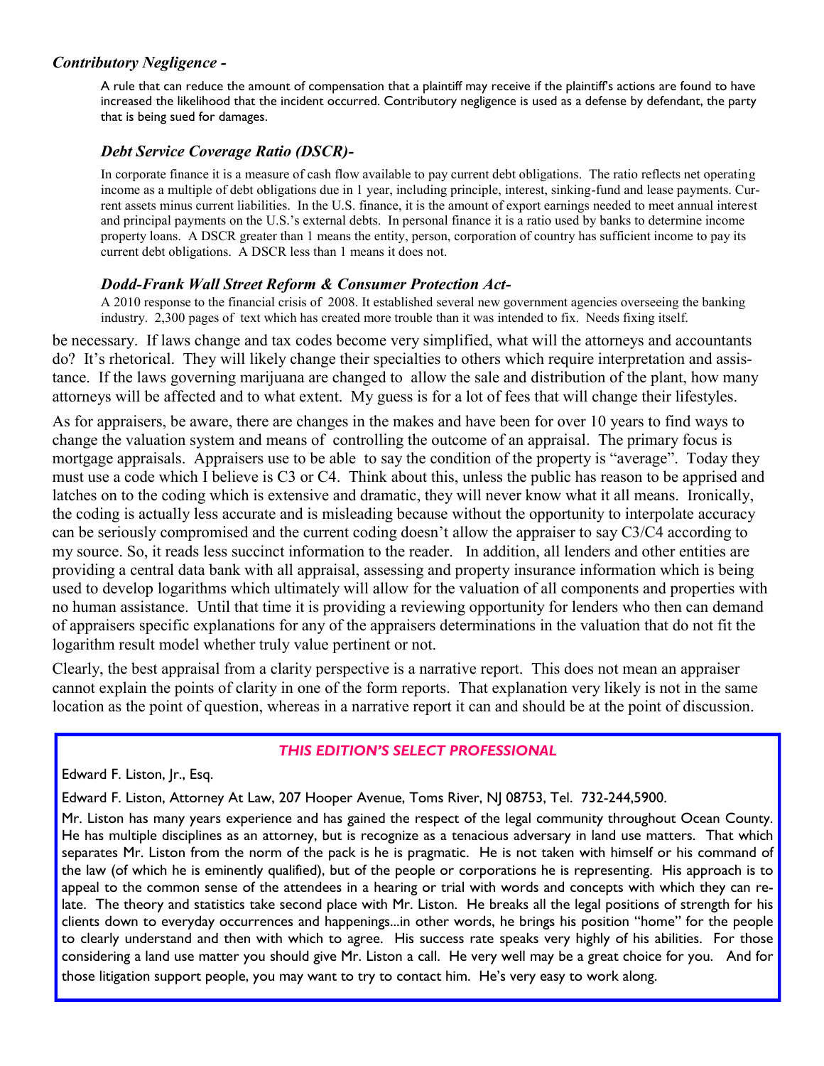### *Contributory Negligence -*

A rule that can reduce the amount of compensation that a plaintiff may receive if the plaintiff's actions are found to have increased the likelihood that the incident occurred. Contributory negligence is used as a defense by defendant, the party that is being sued for damages.

### *Debt Service Coverage Ratio (DSCR)-*

In corporate finance it is a measure of cash flow available to pay current debt obligations. The ratio reflects net operating income as a multiple of debt obligations due in 1 year, including principle, interest, sinking-fund and lease payments. Current assets minus current liabilities. In the U.S. finance, it is the amount of export earnings needed to meet annual interest and principal payments on the U.S.'s external debts. In personal finance it is a ratio used by banks to determine income property loans. A DSCR greater than 1 means the entity, person, corporation of country has sufficient income to pay its current debt obligations. A DSCR less than 1 means it does not.

### *Dodd-Frank Wall Street Reform & Consumer Protection Act-*

A 2010 response to the financial crisis of 2008. It established several new government agencies overseeing the banking industry. 2,300 pages of text which has created more trouble than it was intended to fix. Needs fixing itself.

be necessary. If laws change and tax codes become very simplified, what will the attorneys and accountants do? It's rhetorical. They will likely change their specialties to others which require interpretation and assistance. If the laws governing marijuana are changed to allow the sale and distribution of the plant, how many attorneys will be affected and to what extent. My guess is for a lot of fees that will change their lifestyles.

As for appraisers, be aware, there are changes in the makes and have been for over 10 years to find ways to change the valuation system and means of controlling the outcome of an appraisal. The primary focus is mortgage appraisals. Appraisers use to be able to say the condition of the property is "average". Today they must use a code which I believe is C3 or C4. Think about this, unless the public has reason to be apprised and latches on to the coding which is extensive and dramatic, they will never know what it all means. Ironically, the coding is actually less accurate and is misleading because without the opportunity to interpolate accuracy can be seriously compromised and the current coding doesn't allow the appraiser to say C3/C4 according to my source. So, it reads less succinct information to the reader. In addition, all lenders and other entities are providing a central data bank with all appraisal, assessing and property insurance information which is being used to develop logarithms which ultimately will allow for the valuation of all components and properties with no human assistance. Until that time it is providing a reviewing opportunity for lenders who then can demand of appraisers specific explanations for any of the appraisers determinations in the valuation that do not fit the logarithm result model whether truly value pertinent or not.

Clearly, the best appraisal from a clarity perspective is a narrative report. This does not mean an appraiser cannot explain the points of clarity in one of the form reports. That explanation very likely is not in the same location as the point of question, whereas in a narrative report it can and should be at the point of discussion.

***THIS EDITION'S SELECT PROFESSIONAL***

Edward F. Liston, Jr., Esq.

Edward F. Liston, Attorney At Law, 207 Hooper Avenue, Toms River, NJ 08753, Tel. 732-244,5900.

Mr. Liston has many years experience and has gained the respect of the legal community throughout Ocean County. He has multiple disciplines as an attorney, but is recognize as a tenacious adversary in land use matters. That which separates Mr. Liston from the norm of the pack is he is pragmatic. He is not taken with himself or his command of the law (of which he is eminently qualified), but of the people or corporations he is representing. His approach is to appeal to the common sense of the attendees in a hearing or trial with words and concepts with which they can relate. The theory and statistics take second place with Mr. Liston. He breaks all the legal positions of strength for his clients down to everyday occurrences and happenings...in other words, he brings his position "home" for the people to clearly understand and then with which to agree. His success rate speaks very highly of his abilities. For those considering a land use matter you should give Mr. Liston a call. He very well may be a great choice for you. And for those litigation support people, you may want to try to contact him. He's very easy to work along.